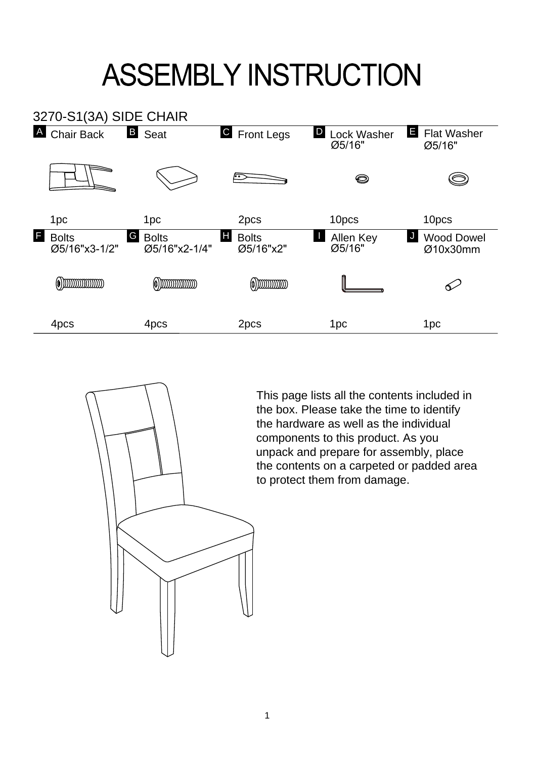# ASSEMBLY INSTRUCTION

## 3270-S1(3A) SIDE CHAIR

| A Chair Back | B Seat | C Front Legs | D Lock Washer Ø5/16" | E Flat Washer Ø5/16" |
|---|---|---|---|---|
| 1pc | 1pc | 2pcs | 10pcs | 10pcs |
| **F** Bolts Ø5/16"x3-1/2" | **G** Bolts Ø5/16"x2-1/4" | **H** Bolts Ø5/16"x2" | **I** Allen Key Ø5/16" | **J** Wood Dowel Ø10x30mm |
| 4pcs | 4pcs | 2pcs | 1pc | 1pc |

This page lists all the contents included in the box. Please take the time to identify the hardware as well as the individual components to this product. As you unpack and prepare for assembly, place the contents on a carpeted or padded area to protect them from damage.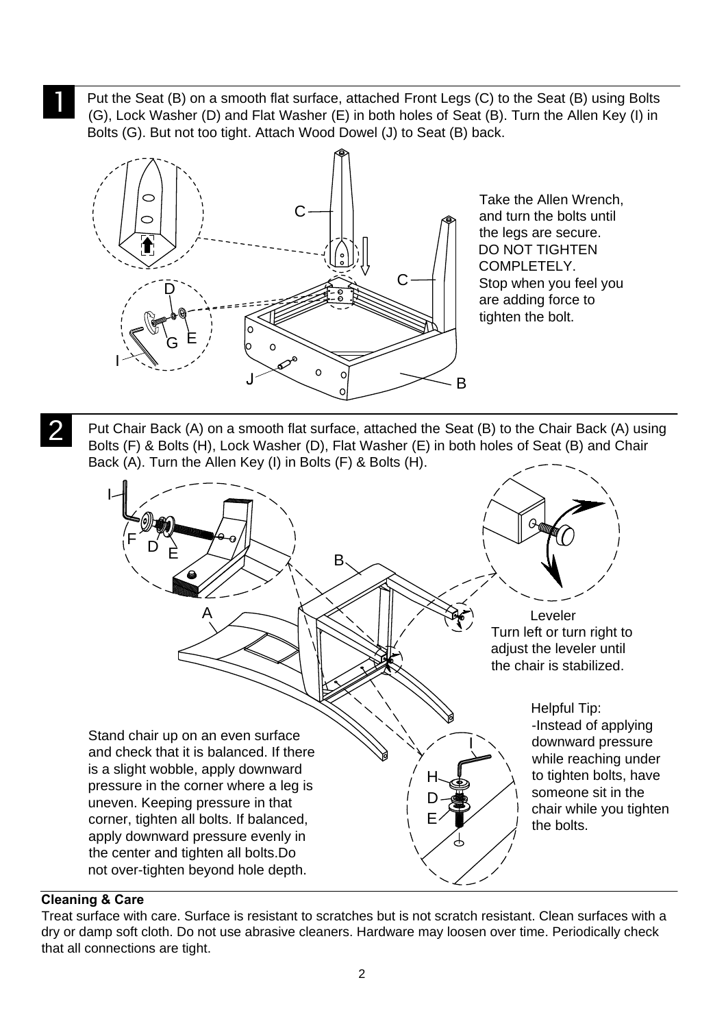**1** Put the Seat (B) on a smooth flat surface, attached Front Legs (C) to the Seat (B) using Bolts (G), Lock Washer (D) and Flat Washer (E) in both holes of Seat (B). Turn the Allen Key (I) in Bolts (G). But not too tight. Attach Wood Dowel (J) to Seat (B) back.

Take the Allen Wrench, and turn the bolts until the legs are secure. DO NOT TIGHTEN COMPLETELY. Stop when you feel you are adding force to tighten the bolt.

**2** Put Chair Back (A) on a smooth flat surface, attached the Seat (B) to the Chair Back (A) using Bolts (F) & Bolts (H), Lock Washer (D), Flat Washer (E) in both holes of Seat (B) and Chair Back (A). Turn the Allen Key (I) in Bolts (F) & Bolts (H).

Leveler
Turn left or turn right to adjust the leveler until the chair is stabilized.

Helpful Tip:
-Instead of applying downward pressure while reaching under to tighten bolts, have someone sit in the chair while you tighten the bolts.

Stand chair up on an even surface and check that it is balanced. If there is a slight wobble, apply downward pressure in the corner where a leg is uneven. Keeping pressure in that corner, tighten all bolts. If balanced, apply downward pressure evenly in the center and tighten all bolts.Do not over-tighten beyond hole depth.

**Cleaning & Care**

Treat surface with care. Surface is resistant to scratches but is not scratch resistant. Clean surfaces with a dry or damp soft cloth. Do not use abrasive cleaners. Hardware may loosen over time. Periodically check that all connections are tight.